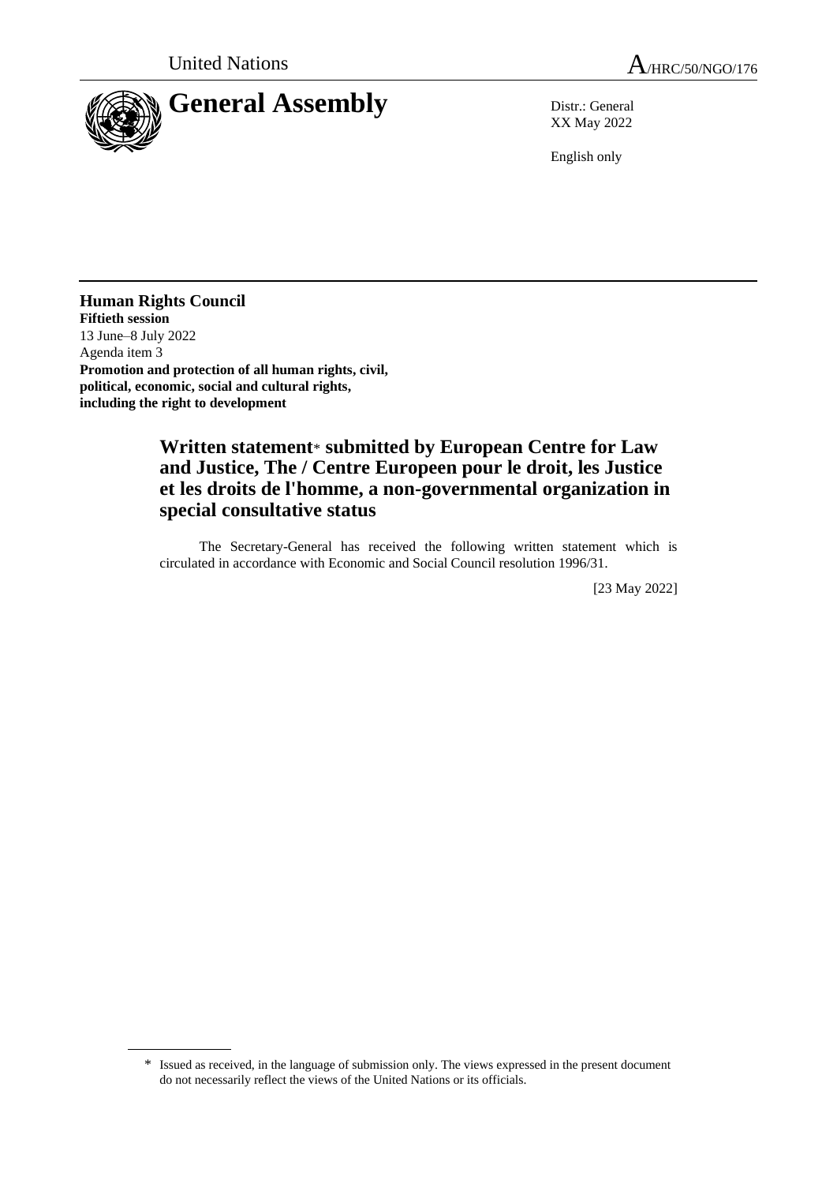United Nations

A/HRC/50/NGO/176

# General Assembly

Distr.: General
XX May 2022

English only

**Human Rights Council**
**Fiftieth session**
13 June–8 July 2022
Agenda item 3
**Promotion and protection of all human rights, civil, political, economic, social and cultural rights, including the right to development**

## Written statement* submitted by European Centre for Law and Justice, The / Centre Europeen pour le droit, les Justice et les droits de l'homme, a non-governmental organization in special consultative status

The Secretary-General has received the following written statement which is circulated in accordance with Economic and Social Council resolution 1996/31.

[23 May 2022]

\* Issued as received, in the language of submission only. The views expressed in the present document do not necessarily reflect the views of the United Nations or its officials.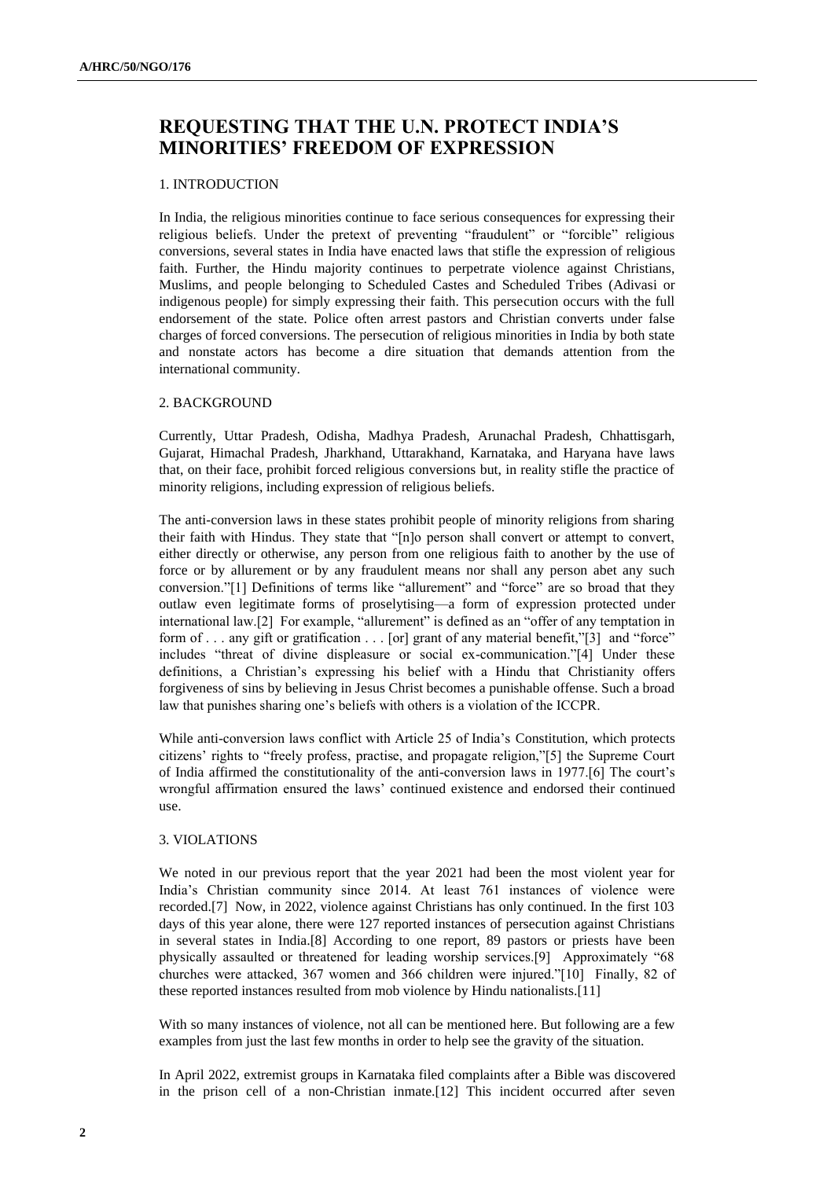# REQUESTING THAT THE U.N. PROTECT INDIA'S MINORITIES' FREEDOM OF EXPRESSION

## 1. INTRODUCTION

In India, the religious minorities continue to face serious consequences for expressing their religious beliefs. Under the pretext of preventing "fraudulent" or "forcible" religious conversions, several states in India have enacted laws that stifle the expression of religious faith. Further, the Hindu majority continues to perpetrate violence against Christians, Muslims, and people belonging to Scheduled Castes and Scheduled Tribes (Adivasi or indigenous people) for simply expressing their faith. This persecution occurs with the full endorsement of the state. Police often arrest pastors and Christian converts under false charges of forced conversions. The persecution of religious minorities in India by both state and nonstate actors has become a dire situation that demands attention from the international community.

## 2. BACKGROUND

Currently, Uttar Pradesh, Odisha, Madhya Pradesh, Arunachal Pradesh, Chhattisgarh, Gujarat, Himachal Pradesh, Jharkhand, Uttarakhand, Karnataka, and Haryana have laws that, on their face, prohibit forced religious conversions but, in reality stifle the practice of minority religions, including expression of religious beliefs.

The anti-conversion laws in these states prohibit people of minority religions from sharing their faith with Hindus. They state that "[n]o person shall convert or attempt to convert, either directly or otherwise, any person from one religious faith to another by the use of force or by allurement or by any fraudulent means nor shall any person abet any such conversion."[1] Definitions of terms like "allurement" and "force" are so broad that they outlaw even legitimate forms of proselytising—a form of expression protected under international law.[2] For example, "allurement" is defined as an "offer of any temptation in form of . . . any gift or gratification . . . [or] grant of any material benefit,"[3] and "force" includes "threat of divine displeasure or social ex-communication."[4] Under these definitions, a Christian's expressing his belief with a Hindu that Christianity offers forgiveness of sins by believing in Jesus Christ becomes a punishable offense. Such a broad law that punishes sharing one's beliefs with others is a violation of the ICCPR.

While anti-conversion laws conflict with Article 25 of India's Constitution, which protects citizens' rights to "freely profess, practise, and propagate religion,"[5] the Supreme Court of India affirmed the constitutionality of the anti-conversion laws in 1977.[6] The court's wrongful affirmation ensured the laws' continued existence and endorsed their continued use.

## 3. VIOLATIONS

We noted in our previous report that the year 2021 had been the most violent year for India's Christian community since 2014. At least 761 instances of violence were recorded.[7] Now, in 2022, violence against Christians has only continued. In the first 103 days of this year alone, there were 127 reported instances of persecution against Christians in several states in India.[8] According to one report, 89 pastors or priests have been physically assaulted or threatened for leading worship services.[9] Approximately "68 churches were attacked, 367 women and 366 children were injured."[10] Finally, 82 of these reported instances resulted from mob violence by Hindu nationalists.[11]

With so many instances of violence, not all can be mentioned here. But following are a few examples from just the last few months in order to help see the gravity of the situation.

In April 2022, extremist groups in Karnataka filed complaints after a Bible was discovered in the prison cell of a non-Christian inmate.[12] This incident occurred after seven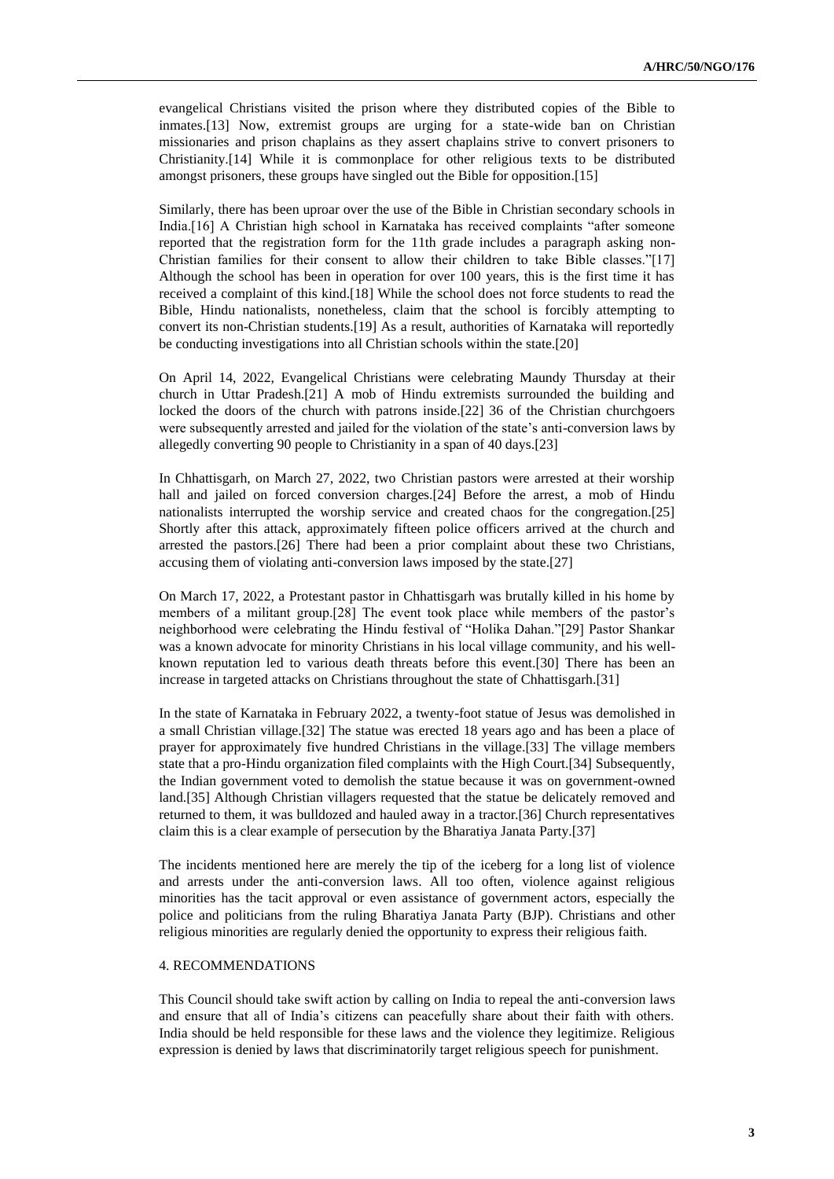evangelical Christians visited the prison where they distributed copies of the Bible to inmates.[13] Now, extremist groups are urging for a state-wide ban on Christian missionaries and prison chaplains as they assert chaplains strive to convert prisoners to Christianity.[14] While it is commonplace for other religious texts to be distributed amongst prisoners, these groups have singled out the Bible for opposition.[15]

Similarly, there has been uproar over the use of the Bible in Christian secondary schools in India.[16] A Christian high school in Karnataka has received complaints "after someone reported that the registration form for the 11th grade includes a paragraph asking non-Christian families for their consent to allow their children to take Bible classes."[17] Although the school has been in operation for over 100 years, this is the first time it has received a complaint of this kind.[18] While the school does not force students to read the Bible, Hindu nationalists, nonetheless, claim that the school is forcibly attempting to convert its non-Christian students.[19] As a result, authorities of Karnataka will reportedly be conducting investigations into all Christian schools within the state.[20]

On April 14, 2022, Evangelical Christians were celebrating Maundy Thursday at their church in Uttar Pradesh.[21] A mob of Hindu extremists surrounded the building and locked the doors of the church with patrons inside.[22] 36 of the Christian churchgoers were subsequently arrested and jailed for the violation of the state's anti-conversion laws by allegedly converting 90 people to Christianity in a span of 40 days.[23]

In Chhattisgarh, on March 27, 2022, two Christian pastors were arrested at their worship hall and jailed on forced conversion charges.[24] Before the arrest, a mob of Hindu nationalists interrupted the worship service and created chaos for the congregation.[25] Shortly after this attack, approximately fifteen police officers arrived at the church and arrested the pastors.[26] There had been a prior complaint about these two Christians, accusing them of violating anti-conversion laws imposed by the state.[27]

On March 17, 2022, a Protestant pastor in Chhattisgarh was brutally killed in his home by members of a militant group.[28] The event took place while members of the pastor's neighborhood were celebrating the Hindu festival of "Holika Dahan."[29] Pastor Shankar was a known advocate for minority Christians in his local village community, and his well-known reputation led to various death threats before this event.[30] There has been an increase in targeted attacks on Christians throughout the state of Chhattisgarh.[31]

In the state of Karnataka in February 2022, a twenty-foot statue of Jesus was demolished in a small Christian village.[32] The statue was erected 18 years ago and has been a place of prayer for approximately five hundred Christians in the village.[33] The village members state that a pro-Hindu organization filed complaints with the High Court.[34] Subsequently, the Indian government voted to demolish the statue because it was on government-owned land.[35] Although Christian villagers requested that the statue be delicately removed and returned to them, it was bulldozed and hauled away in a tractor.[36] Church representatives claim this is a clear example of persecution by the Bharatiya Janata Party.[37]

The incidents mentioned here are merely the tip of the iceberg for a long list of violence and arrests under the anti-conversion laws. All too often, violence against religious minorities has the tacit approval or even assistance of government actors, especially the police and politicians from the ruling Bharatiya Janata Party (BJP). Christians and other religious minorities are regularly denied the opportunity to express their religious faith.

## 4. RECOMMENDATIONS

This Council should take swift action by calling on India to repeal the anti-conversion laws and ensure that all of India's citizens can peacefully share about their faith with others. India should be held responsible for these laws and the violence they legitimize. Religious expression is denied by laws that discriminatorily target religious speech for punishment.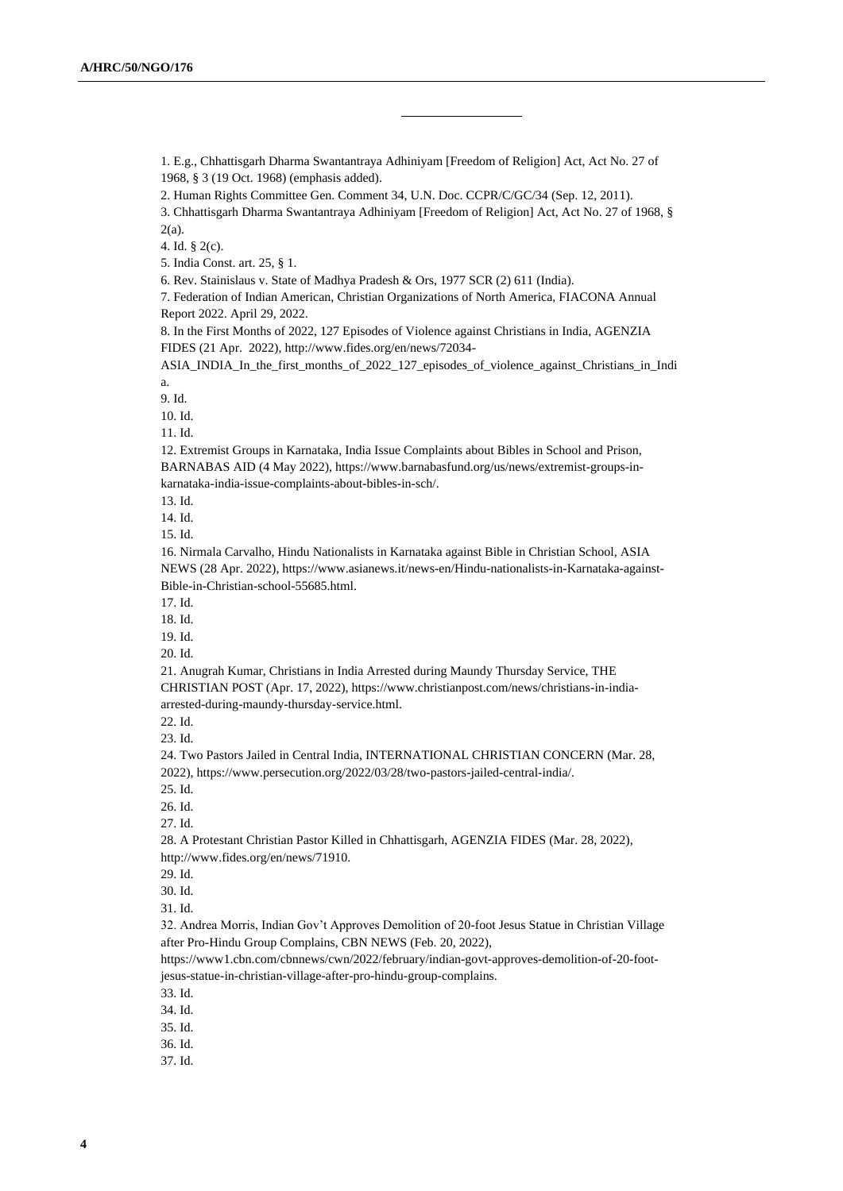1. E.g., Chhattisgarh Dharma Swantantraya Adhiniyam [Freedom of Religion] Act, Act No. 27 of 1968, § 3 (19 Oct. 1968) (emphasis added).

2. Human Rights Committee Gen. Comment 34, U.N. Doc. CCPR/C/GC/34 (Sep. 12, 2011).

3. Chhattisgarh Dharma Swantantraya Adhiniyam [Freedom of Religion] Act, Act No. 27 of 1968, § 2(a).

4. Id. § 2(c).

5. India Const. art. 25, § 1.

6. Rev. Stainislaus v. State of Madhya Pradesh & Ors, 1977 SCR (2) 611 (India).

7. Federation of Indian American, Christian Organizations of North America, FIACONA Annual Report 2022. April 29, 2022.

8. In the First Months of 2022, 127 Episodes of Violence against Christians in India, AGENZIA FIDES (21 Apr. 2022), http://www.fides.org/en/news/72034-ASIA_INDIA_In_the_first_months_of_2022_127_episodes_of_violence_against_Christians_in_India.

9. Id.

10. Id.

11. Id.

12. Extremist Groups in Karnataka, India Issue Complaints about Bibles in School and Prison, BARNABAS AID (4 May 2022), https://www.barnabasfund.org/us/news/extremist-groups-in-karnataka-india-issue-complaints-about-bibles-in-sch/.

13. Id.

14. Id.

15. Id.

16. Nirmala Carvalho, Hindu Nationalists in Karnataka against Bible in Christian School, ASIA NEWS (28 Apr. 2022), https://www.asianews.it/news-en/Hindu-nationalists-in-Karnataka-against-Bible-in-Christian-school-55685.html.

17. Id.

18. Id.

19. Id.

20. Id.

21. Anugrah Kumar, Christians in India Arrested during Maundy Thursday Service, THE CHRISTIAN POST (Apr. 17, 2022), https://www.christianpost.com/news/christians-in-india-arrested-during-maundy-thursday-service.html.

22. Id.

23. Id.

24. Two Pastors Jailed in Central India, INTERNATIONAL CHRISTIAN CONCERN (Mar. 28, 2022), https://www.persecution.org/2022/03/28/two-pastors-jailed-central-india/.

25. Id.

26. Id.

27. Id.

28. A Protestant Christian Pastor Killed in Chhattisgarh, AGENZIA FIDES (Mar. 28, 2022), http://www.fides.org/en/news/71910.

29. Id.

30. Id.

31. Id.

32. Andrea Morris, Indian Gov't Approves Demolition of 20-foot Jesus Statue in Christian Village after Pro-Hindu Group Complains, CBN NEWS (Feb. 20, 2022), https://www1.cbn.com/cbnnews/cwn/2022/february/indian-govt-approves-demolition-of-20-foot-jesus-statue-in-christian-village-after-pro-hindu-group-complains.

33. Id.

34. Id.

35. Id.

36. Id.

37. Id.